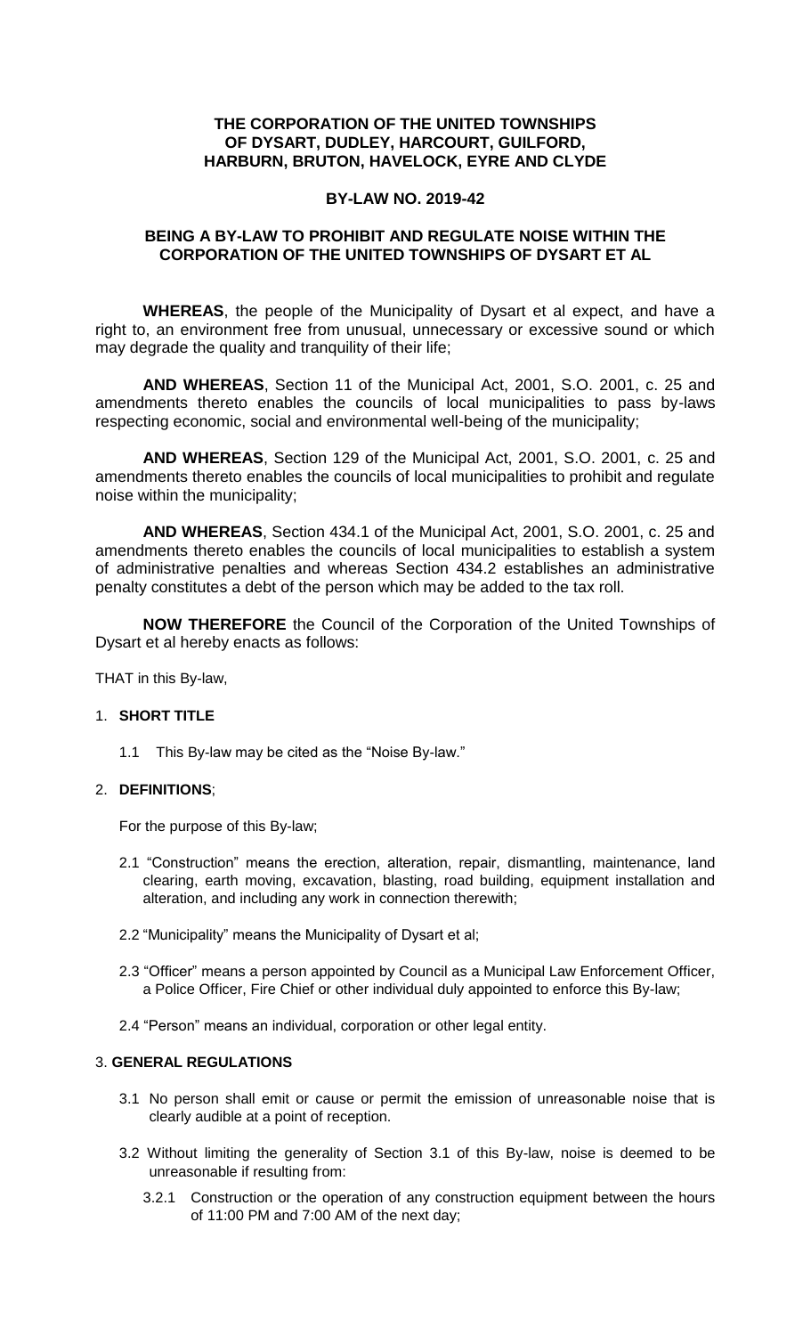**THE CORPORATION OF THE UNITED TOWNSHIPS OF DYSART, DUDLEY, HARCOURT, GUILFORD, HARBURN, BRUTON, HAVELOCK, EYRE AND CLYDE**

**BY-LAW NO. 2019-42**

**BEING A BY-LAW TO PROHIBIT AND REGULATE NOISE WITHIN THE CORPORATION OF THE UNITED TOWNSHIPS OF DYSART ET AL**

**WHEREAS**, the people of the Municipality of Dysart et al expect, and have a right to, an environment free from unusual, unnecessary or excessive sound or which may degrade the quality and tranquility of their life;

**AND WHEREAS**, Section 11 of the Municipal Act, 2001, S.O. 2001, c. 25 and amendments thereto enables the councils of local municipalities to pass by-laws respecting economic, social and environmental well-being of the municipality;

**AND WHEREAS**, Section 129 of the Municipal Act, 2001, S.O. 2001, c. 25 and amendments thereto enables the councils of local municipalities to prohibit and regulate noise within the municipality;

**AND WHEREAS**, Section 434.1 of the Municipal Act, 2001, S.O. 2001, c. 25 and amendments thereto enables the councils of local municipalities to establish a system of administrative penalties and whereas Section 434.2 establishes an administrative penalty constitutes a debt of the person which may be added to the tax roll.

**NOW THEREFORE** the Council of the Corporation of the United Townships of Dysart et al hereby enacts as follows:

THAT in this By-law,

1. **SHORT TITLE**

   1.1 This By-law may be cited as the "Noise By-law."

2. **DEFINITIONS**;

   For the purpose of this By-law;

   2.1 "Construction" means the erection, alteration, repair, dismantling, maintenance, land clearing, earth moving, excavation, blasting, road building, equipment installation and alteration, and including any work in connection therewith;

   2.2 "Municipality" means the Municipality of Dysart et al;

   2.3 "Officer" means a person appointed by Council as a Municipal Law Enforcement Officer, a Police Officer, Fire Chief or other individual duly appointed to enforce this By-law;

   2.4 "Person" means an individual, corporation or other legal entity.

3. **GENERAL REGULATIONS**

   3.1 No person shall emit or cause or permit the emission of unreasonable noise that is clearly audible at a point of reception.

   3.2 Without limiting the generality of Section 3.1 of this By-law, noise is deemed to be unreasonable if resulting from:

      3.2.1 Construction or the operation of any construction equipment between the hours of 11:00 PM and 7:00 AM of the next day;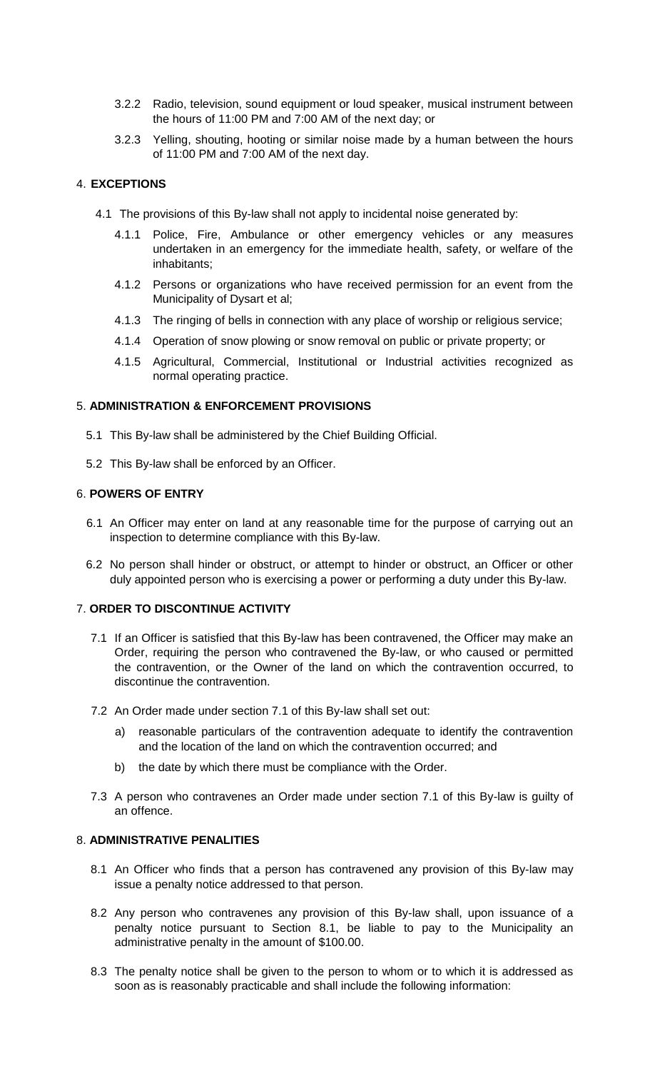3.2.2 Radio, television, sound equipment or loud speaker, musical instrument between the hours of 11:00 PM and 7:00 AM of the next day; or

3.2.3 Yelling, shouting, hooting or similar noise made by a human between the hours of 11:00 PM and 7:00 AM of the next day.

## 4. EXCEPTIONS

4.1 The provisions of this By-law shall not apply to incidental noise generated by:

4.1.1 Police, Fire, Ambulance or other emergency vehicles or any measures undertaken in an emergency for the immediate health, safety, or welfare of the inhabitants;

4.1.2 Persons or organizations who have received permission for an event from the Municipality of Dysart et al;

4.1.3 The ringing of bells in connection with any place of worship or religious service;

4.1.4 Operation of snow plowing or snow removal on public or private property; or

4.1.5 Agricultural, Commercial, Institutional or Industrial activities recognized as normal operating practice.

## 5. ADMINISTRATION & ENFORCEMENT PROVISIONS

5.1 This By-law shall be administered by the Chief Building Official.

5.2 This By-law shall be enforced by an Officer.

## 6. POWERS OF ENTRY

6.1 An Officer may enter on land at any reasonable time for the purpose of carrying out an inspection to determine compliance with this By-law.

6.2 No person shall hinder or obstruct, or attempt to hinder or obstruct, an Officer or other duly appointed person who is exercising a power or performing a duty under this By-law.

## 7. ORDER TO DISCONTINUE ACTIVITY

7.1 If an Officer is satisfied that this By-law has been contravened, the Officer may make an Order, requiring the person who contravened the By-law, or who caused or permitted the contravention, or the Owner of the land on which the contravention occurred, to discontinue the contravention.

7.2 An Order made under section 7.1 of this By-law shall set out:

a) reasonable particulars of the contravention adequate to identify the contravention and the location of the land on which the contravention occurred; and

b) the date by which there must be compliance with the Order.

7.3 A person who contravenes an Order made under section 7.1 of this By-law is guilty of an offence.

## 8. ADMINISTRATIVE PENALITIES

8.1 An Officer who finds that a person has contravened any provision of this By-law may issue a penalty notice addressed to that person.

8.2 Any person who contravenes any provision of this By-law shall, upon issuance of a penalty notice pursuant to Section 8.1, be liable to pay to the Municipality an administrative penalty in the amount of $100.00.

8.3 The penalty notice shall be given to the person to whom or to which it is addressed as soon as is reasonably practicable and shall include the following information: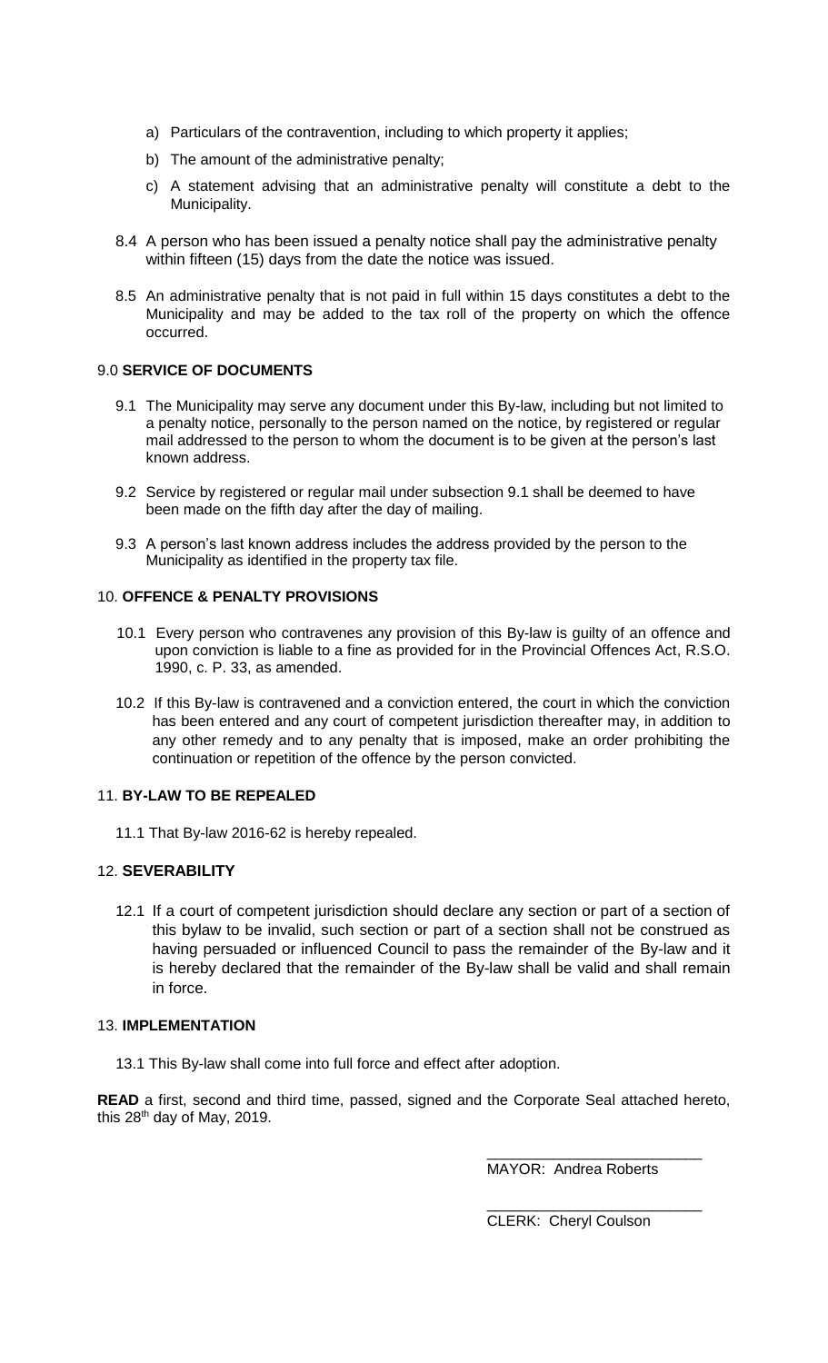a) Particulars of the contravention, including to which property it applies;

b) The amount of the administrative penalty;

c) A statement advising that an administrative penalty will constitute a debt to the Municipality.

8.4 A person who has been issued a penalty notice shall pay the administrative penalty within fifteen (15) days from the date the notice was issued.

8.5 An administrative penalty that is not paid in full within 15 days constitutes a debt to the Municipality and may be added to the tax roll of the property on which the offence occurred.

## 9.0 **SERVICE OF DOCUMENTS**

9.1 The Municipality may serve any document under this By-law, including but not limited to a penalty notice, personally to the person named on the notice, by registered or regular mail addressed to the person to whom the document is to be given at the person's last known address.

9.2 Service by registered or regular mail under subsection 9.1 shall be deemed to have been made on the fifth day after the day of mailing.

9.3 A person's last known address includes the address provided by the person to the Municipality as identified in the property tax file.

## 10. **OFFENCE & PENALTY PROVISIONS**

10.1 Every person who contravenes any provision of this By-law is guilty of an offence and upon conviction is liable to a fine as provided for in the Provincial Offences Act, R.S.O. 1990, c. P. 33, as amended.

10.2 If this By-law is contravened and a conviction entered, the court in which the conviction has been entered and any court of competent jurisdiction thereafter may, in addition to any other remedy and to any penalty that is imposed, make an order prohibiting the continuation or repetition of the offence by the person convicted.

## 11. **BY-LAW TO BE REPEALED**

11.1 That By-law 2016-62 is hereby repealed.

## 12. **SEVERABILITY**

12.1 If a court of competent jurisdiction should declare any section or part of a section of this bylaw to be invalid, such section or part of a section shall not be construed as having persuaded or influenced Council to pass the remainder of the By-law and it is hereby declared that the remainder of the By-law shall be valid and shall remain in force.

## 13. **IMPLEMENTATION**

13.1 This By-law shall come into full force and effect after adoption.

**READ** a first, second and third time, passed, signed and the Corporate Seal attached hereto, this 28th day of May, 2019.

\_\_\_\_\_\_\_\_\_\_\_\_\_\_\_\_\_\_\_\_\_\_\_\_\_\_

MAYOR: Andrea Roberts

\_\_\_\_\_\_\_\_\_\_\_\_\_\_\_\_\_\_\_\_\_\_\_\_\_\_

CLERK: Cheryl Coulson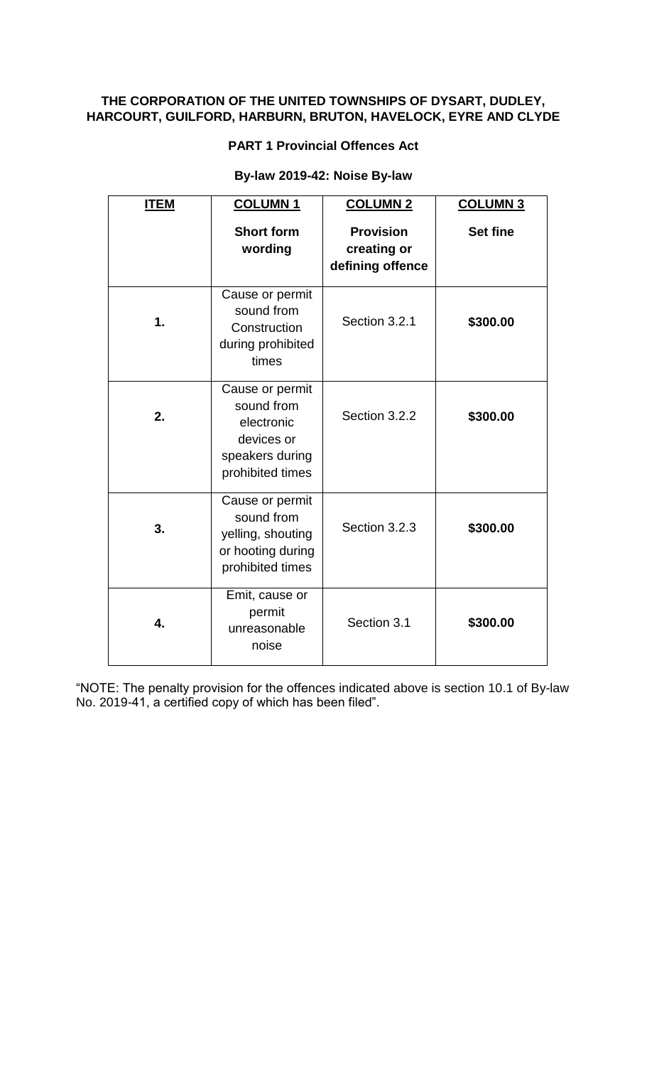**THE CORPORATION OF THE UNITED TOWNSHIPS OF DYSART, DUDLEY, HARCOURT, GUILFORD, HARBURN, BRUTON, HAVELOCK, EYRE AND CLYDE**

**PART 1 Provincial Offences Act**

**By-law 2019-42: Noise By-law**

| ITEM | COLUMN 1<br>**Short form wording** | COLUMN 2<br>**Provision creating or defining offence** | COLUMN 3<br>**Set fine** |
|---|---|---|---|
| **1.** | Cause or permit sound from Construction during prohibited times | Section 3.2.1 | **$300.00** |
| **2.** | Cause or permit sound from electronic devices or speakers during prohibited times | Section 3.2.2 | **$300.00** |
| **3.** | Cause or permit sound from yelling, shouting or hooting during prohibited times | Section 3.2.3 | **$300.00** |
| **4.** | Emit, cause or permit unreasonable noise | Section 3.1 | **$300.00** |

"NOTE: The penalty provision for the offences indicated above is section 10.1 of By-law No. 2019-41, a certified copy of which has been filed".